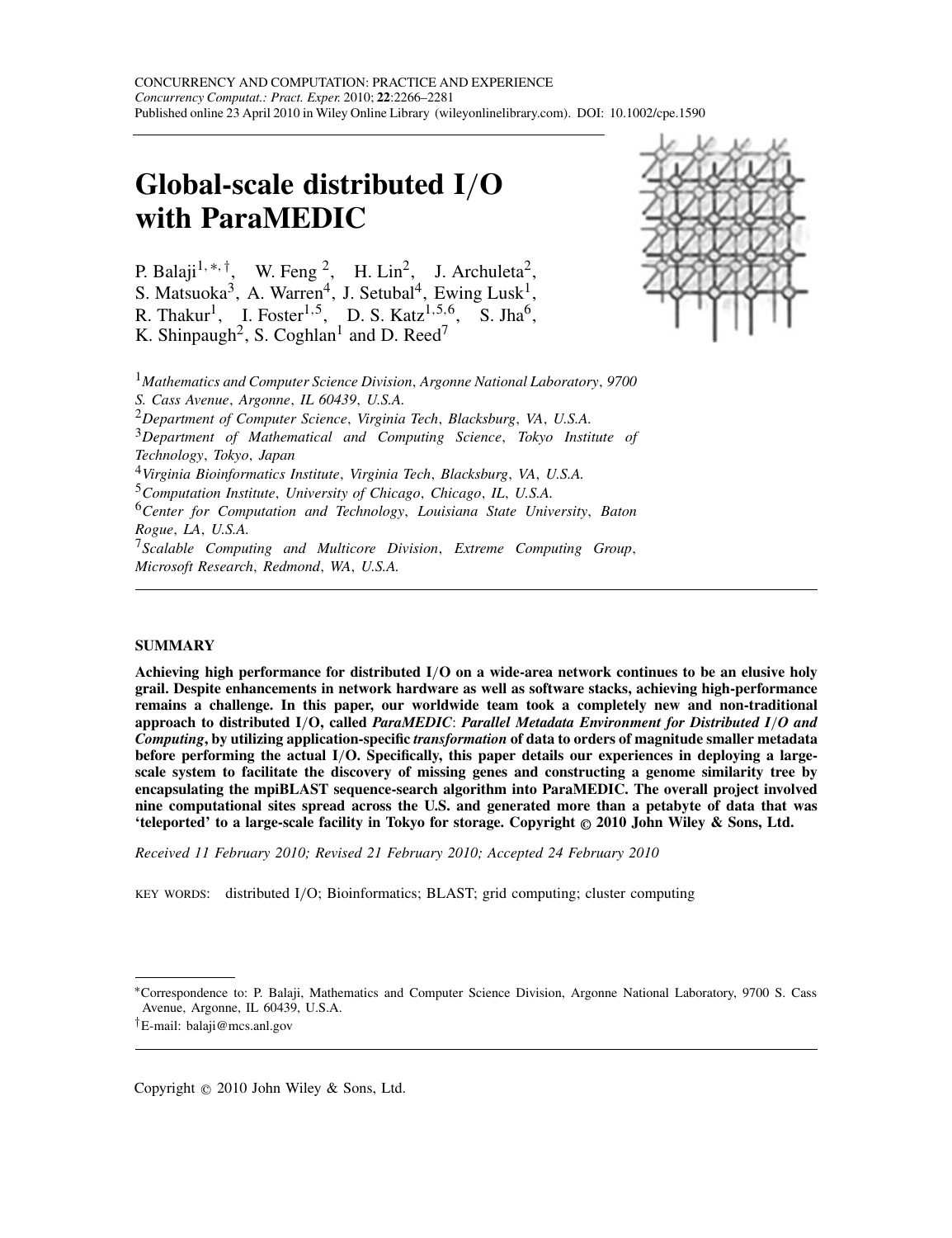CONCURRENCY AND COMPUTATION: PRACTICE AND EXPERIENCE
*Concurrency Computat.: Pract. Exper.* 2010; **22**:2266–2281
Published online 23 April 2010 in Wiley Online Library (wileyonlinelibrary.com). DOI: 10.1002/cpe.1590

# Global-scale distributed I/O with ParaMEDIC

P. Balaji[1,*,†], W. Feng[2], H. Lin[2], J. Archuleta[2], S. Matsuoka[3], A. Warren[4], J. Setubal[4], Ewing Lusk[1], R. Thakur[1], I. Foster[1,5], D. S. Katz[1,5,6], S. Jha[6], K. Shinpaugh[2], S. Coghlan[1] and D. Reed[7]

[1]*Mathematics and Computer Science Division, Argonne National Laboratory, 9700 S. Cass Avenue, Argonne, IL 60439, U.S.A.*
[2]*Department of Computer Science, Virginia Tech, Blacksburg, VA, U.S.A.*
[3]*Department of Mathematical and Computing Science, Tokyo Institute of Technology, Tokyo, Japan*
[4]*Virginia Bioinformatics Institute, Virginia Tech, Blacksburg, VA, U.S.A.*
[5]*Computation Institute, University of Chicago, Chicago, IL, U.S.A.*
[6]*Center for Computation and Technology, Louisiana State University, Baton Rouge, LA, U.S.A.*
[7]*Scalable Computing and Multicore Division, Extreme Computing Group, Microsoft Research, Redmond, WA, U.S.A.*

## SUMMARY

**Achieving high performance for distributed I/O on a wide-area network continues to be an elusive holy grail. Despite enhancements in network hardware as well as software stacks, achieving high-performance remains a challenge. In this paper, our worldwide team took a completely new and non-traditional approach to distributed I/O, called *ParaMEDIC*: *Parallel Metadata Environment for Distributed I/O and Computing*, by utilizing application-specific *transformation* of data to orders of magnitude smaller metadata before performing the actual I/O. Specifically, this paper details our experiences in deploying a large-scale system to facilitate the discovery of missing genes and constructing a genome similarity tree by encapsulating the mpiBLAST sequence-search algorithm into ParaMEDIC. The overall project involved nine computational sites spread across the U.S. and generated more than a petabyte of data that was 'teleported' to a large-scale facility in Tokyo for storage. Copyright © 2010 John Wiley & Sons, Ltd.**

*Received 11 February 2010; Revised 21 February 2010; Accepted 24 February 2010*

KEY WORDS: distributed I/O; Bioinformatics; BLAST; grid computing; cluster computing

---

*Correspondence to: P. Balaji, Mathematics and Computer Science Division, Argonne National Laboratory, 9700 S. Cass Avenue, Argonne, IL 60439, U.S.A.

†E-mail: balaji@mcs.anl.gov

Copyright © 2010 John Wiley & Sons, Ltd.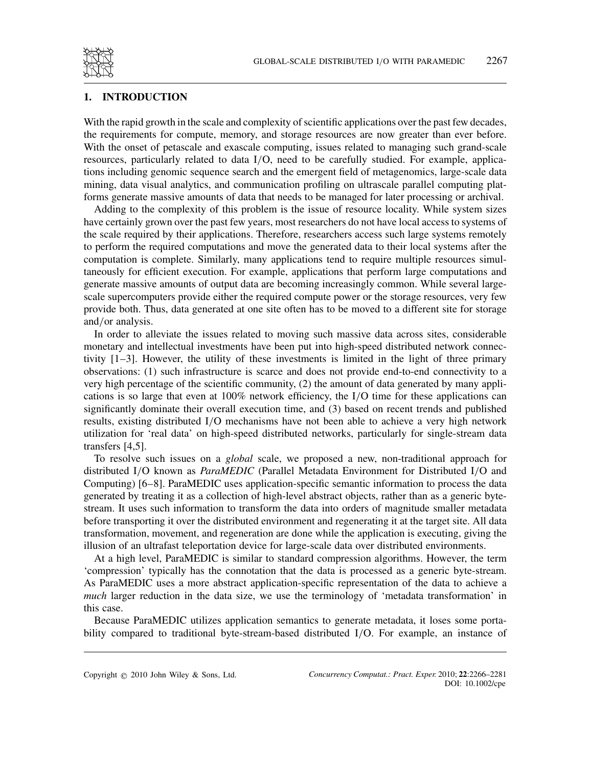## 1. INTRODUCTION

With the rapid growth in the scale and complexity of scientific applications over the past few decades, the requirements for compute, memory, and storage resources are now greater than ever before. With the onset of petascale and exascale computing, issues related to managing such grand-scale resources, particularly related to data I/O, need to be carefully studied. For example, applications including genomic sequence search and the emergent field of metagenomics, large-scale data mining, data visual analytics, and communication profiling on ultrascale parallel computing platforms generate massive amounts of data that needs to be managed for later processing or archival.

Adding to the complexity of this problem is the issue of resource locality. While system sizes have certainly grown over the past few years, most researchers do not have local access to systems of the scale required by their applications. Therefore, researchers access such large systems remotely to perform the required computations and move the generated data to their local systems after the computation is complete. Similarly, many applications tend to require multiple resources simultaneously for efficient execution. For example, applications that perform large computations and generate massive amounts of output data are becoming increasingly common. While several large-scale supercomputers provide either the required compute power or the storage resources, very few provide both. Thus, data generated at one site often has to be moved to a different site for storage and/or analysis.

In order to alleviate the issues related to moving such massive data across sites, considerable monetary and intellectual investments have been put into high-speed distributed network connectivity [1–3]. However, the utility of these investments is limited in the light of three primary observations: (1) such infrastructure is scarce and does not provide end-to-end connectivity to a very high percentage of the scientific community, (2) the amount of data generated by many applications is so large that even at 100% network efficiency, the I/O time for these applications can significantly dominate their overall execution time, and (3) based on recent trends and published results, existing distributed I/O mechanisms have not been able to achieve a very high network utilization for 'real data' on high-speed distributed networks, particularly for single-stream data transfers [4,5].

To resolve such issues on a *global* scale, we proposed a new, non-traditional approach for distributed I/O known as *ParaMEDIC* (Parallel Metadata Environment for Distributed I/O and Computing) [6–8]. ParaMEDIC uses application-specific semantic information to process the data generated by treating it as a collection of high-level abstract objects, rather than as a generic byte-stream. It uses such information to transform the data into orders of magnitude smaller metadata before transporting it over the distributed environment and regenerating it at the target site. All data transformation, movement, and regeneration are done while the application is executing, giving the illusion of an ultrafast teleportation device for large-scale data over distributed environments.

At a high level, ParaMEDIC is similar to standard compression algorithms. However, the term 'compression' typically has the connotation that the data is processed as a generic byte-stream. As ParaMEDIC uses a more abstract application-specific representation of the data to achieve a *much* larger reduction in the data size, we use the terminology of 'metadata transformation' in this case.

Because ParaMEDIC utilizes application semantics to generate metadata, it loses some portability compared to traditional byte-stream-based distributed I/O. For example, an instance of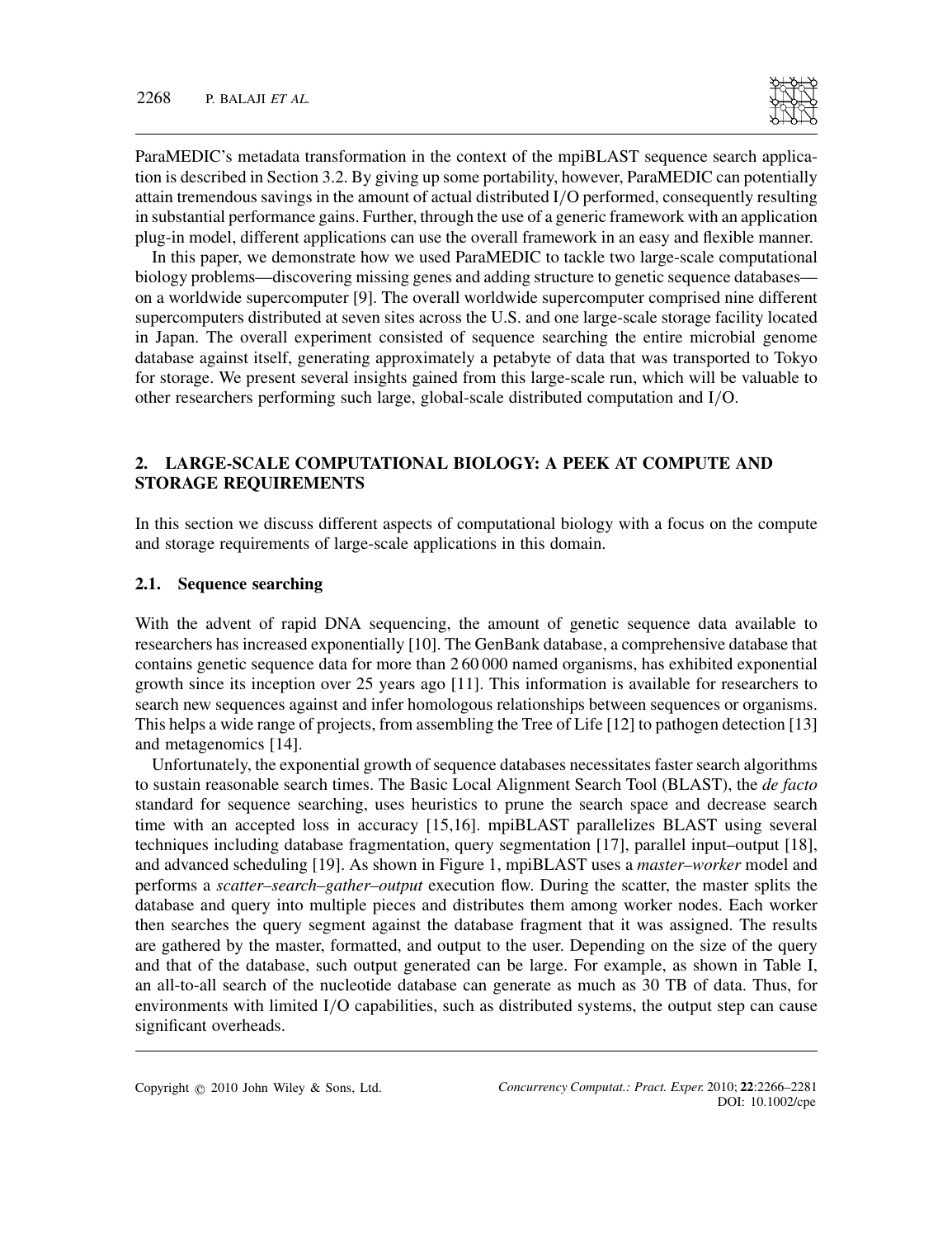ParaMEDIC's metadata transformation in the context of the mpiBLAST sequence search application is described in Section 3.2. By giving up some portability, however, ParaMEDIC can potentially attain tremendous savings in the amount of actual distributed I/O performed, consequently resulting in substantial performance gains. Further, through the use of a generic framework with an application plug-in model, different applications can use the overall framework in an easy and flexible manner.

In this paper, we demonstrate how we used ParaMEDIC to tackle two large-scale computational biology problems—discovering missing genes and adding structure to genetic sequence databases—on a worldwide supercomputer [9]. The overall worldwide supercomputer comprised nine different supercomputers distributed at seven sites across the U.S. and one large-scale storage facility located in Japan. The overall experiment consisted of sequence searching the entire microbial genome database against itself, generating approximately a petabyte of data that was transported to Tokyo for storage. We present several insights gained from this large-scale run, which will be valuable to other researchers performing such large, global-scale distributed computation and I/O.

## 2. LARGE-SCALE COMPUTATIONAL BIOLOGY: A PEEK AT COMPUTE AND STORAGE REQUIREMENTS

In this section we discuss different aspects of computational biology with a focus on the compute and storage requirements of large-scale applications in this domain.

### 2.1. Sequence searching

With the advent of rapid DNA sequencing, the amount of genetic sequence data available to researchers has increased exponentially [10]. The GenBank database, a comprehensive database that contains genetic sequence data for more than 2 60 000 named organisms, has exhibited exponential growth since its inception over 25 years ago [11]. This information is available for researchers to search new sequences against and infer homologous relationships between sequences or organisms. This helps a wide range of projects, from assembling the Tree of Life [12] to pathogen detection [13] and metagenomics [14].

Unfortunately, the exponential growth of sequence databases necessitates faster search algorithms to sustain reasonable search times. The Basic Local Alignment Search Tool (BLAST), the *de facto* standard for sequence searching, uses heuristics to prune the search space and decrease search time with an accepted loss in accuracy [15,16]. mpiBLAST parallelizes BLAST using several techniques including database fragmentation, query segmentation [17], parallel input–output [18], and advanced scheduling [19]. As shown in Figure 1, mpiBLAST uses a *master–worker* model and performs a *scatter–search–gather–output* execution flow. During the scatter, the master splits the database and query into multiple pieces and distributes them among worker nodes. Each worker then searches the query segment against the database fragment that it was assigned. The results are gathered by the master, formatted, and output to the user. Depending on the size of the query and that of the database, such output generated can be large. For example, as shown in Table I, an all-to-all search of the nucleotide database can generate as much as 30 TB of data. Thus, for environments with limited I/O capabilities, such as distributed systems, the output step can cause significant overheads.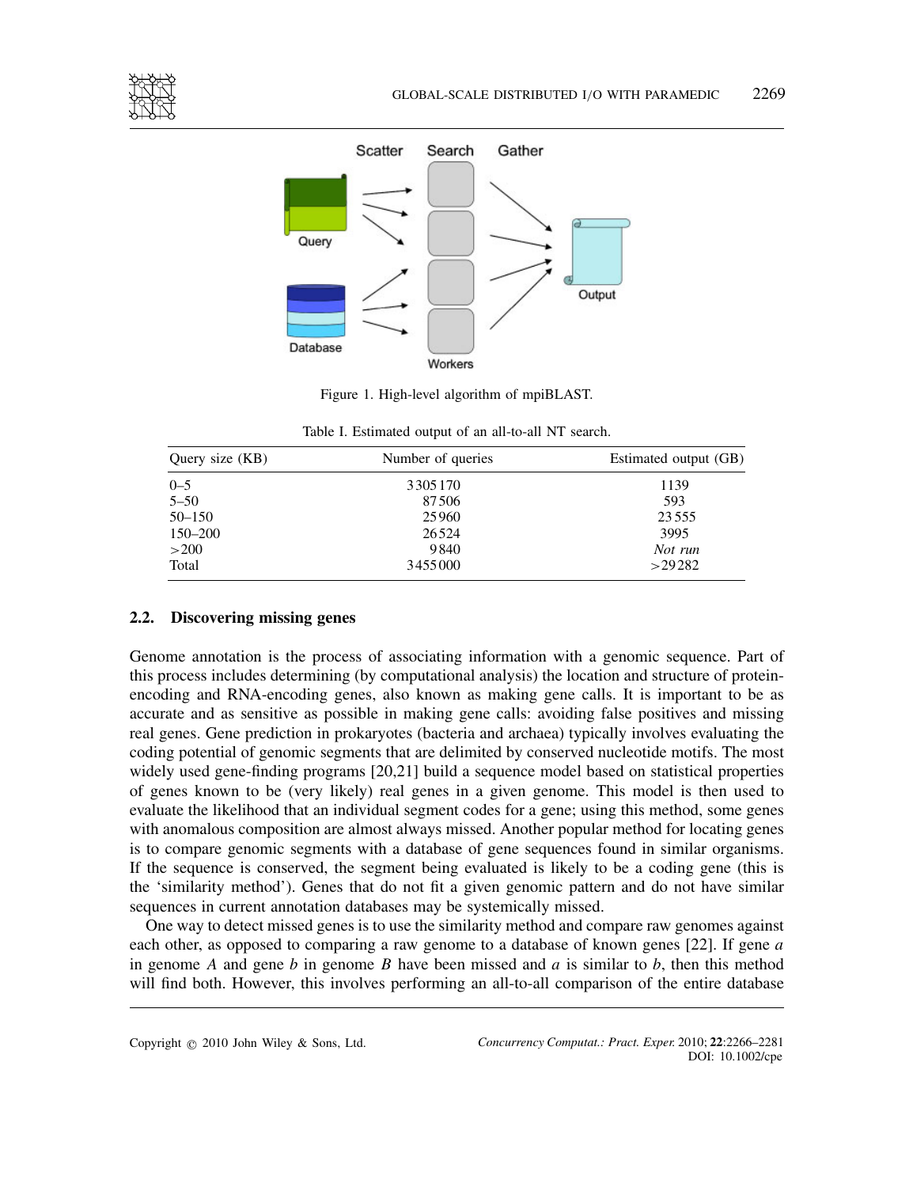Figure 1. High-level algorithm of mpiBLAST.

Table I. Estimated output of an all-to-all NT search.

| Query size (KB) | Number of queries | Estimated output (GB) |
| --- | --- | --- |
| 0–5 | 3 305 170 | 1139 |
| 5–50 | 87 506 | 593 |
| 50–150 | 25 960 | 23 555 |
| 150–200 | 26 524 | 3995 |
| >200 | 9 840 | *Not run* |
| Total | 3 455 000 | >29 282 |

### 2.2. Discovering missing genes

Genome annotation is the process of associating information with a genomic sequence. Part of this process includes determining (by computational analysis) the location and structure of protein-encoding and RNA-encoding genes, also known as making gene calls. It is important to be as accurate and as sensitive as possible in making gene calls: avoiding false positives and missing real genes. Gene prediction in prokaryotes (bacteria and archaea) typically involves evaluating the coding potential of genomic segments that are delimited by conserved nucleotide motifs. The most widely used gene-finding programs [20,21] build a sequence model based on statistical properties of genes known to be (very likely) real genes in a given genome. This model is then used to evaluate the likelihood that an individual segment codes for a gene; using this method, some genes with anomalous composition are almost always missed. Another popular method for locating genes is to compare genomic segments with a database of gene sequences found in similar organisms. If the sequence is conserved, the segment being evaluated is likely to be a coding gene (this is the 'similarity method'). Genes that do not fit a given genomic pattern and do not have similar sequences in current annotation databases may be systemically missed.

One way to detect missed genes is to use the similarity method and compare raw genomes against each other, as opposed to comparing a raw genome to a database of known genes [22]. If gene $a$ in genome $A$ and gene $b$ in genome $B$ have been missed and $a$ is similar to $b$, then this method will find both. However, this involves performing an all-to-all comparison of the entire database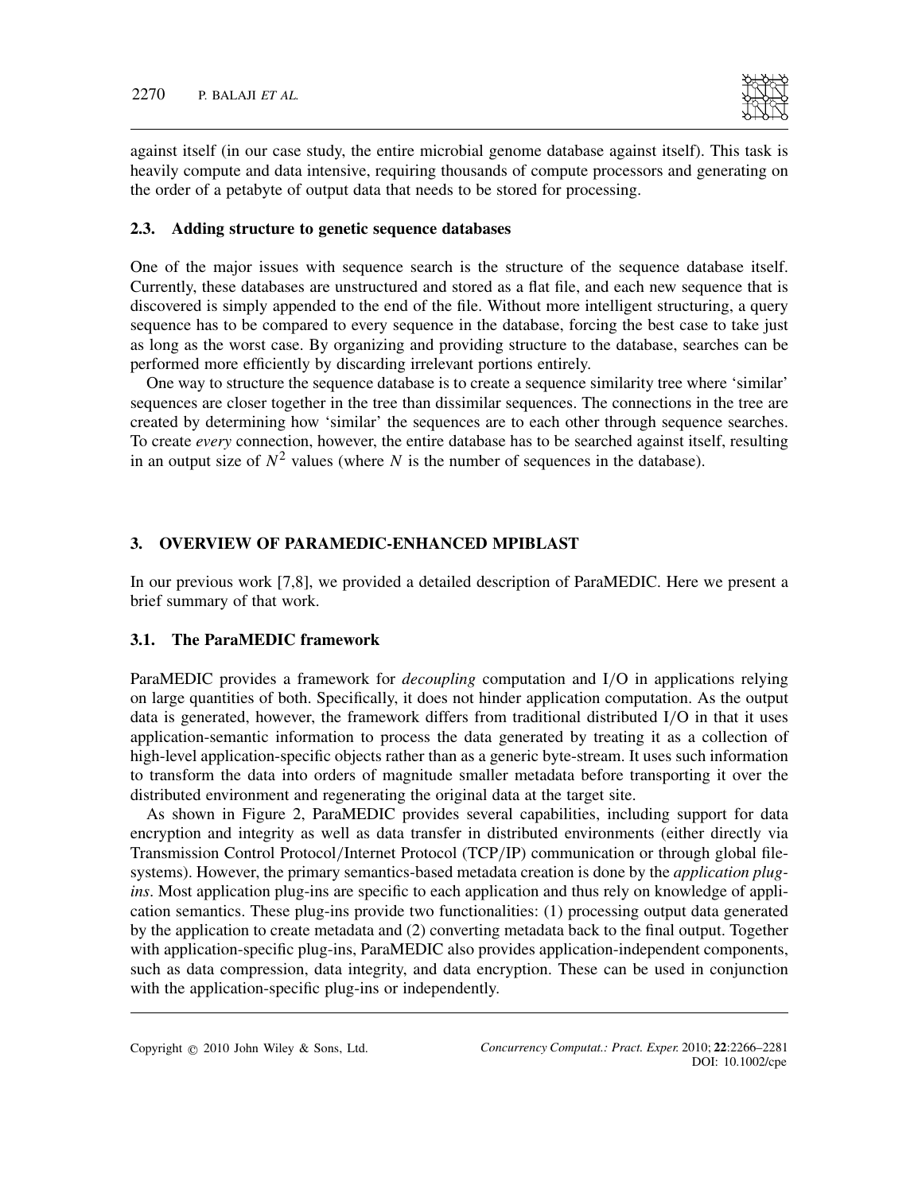against itself (in our case study, the entire microbial genome database against itself). This task is heavily compute and data intensive, requiring thousands of compute processors and generating on the order of a petabyte of output data that needs to be stored for processing.

### 2.3. Adding structure to genetic sequence databases

One of the major issues with sequence search is the structure of the sequence database itself. Currently, these databases are unstructured and stored as a flat file, and each new sequence that is discovered is simply appended to the end of the file. Without more intelligent structuring, a query sequence has to be compared to every sequence in the database, forcing the best case to take just as long as the worst case. By organizing and providing structure to the database, searches can be performed more efficiently by discarding irrelevant portions entirely.

One way to structure the sequence database is to create a sequence similarity tree where 'similar' sequences are closer together in the tree than dissimilar sequences. The connections in the tree are created by determining how 'similar' the sequences are to each other through sequence searches. To create *every* connection, however, the entire database has to be searched against itself, resulting in an output size of $N^2$ values (where $N$ is the number of sequences in the database).

## 3. OVERVIEW OF PARAMEDIC-ENHANCED MPIBLAST

In our previous work [7,8], we provided a detailed description of ParaMEDIC. Here we present a brief summary of that work.

### 3.1. The ParaMEDIC framework

ParaMEDIC provides a framework for *decoupling* computation and I/O in applications relying on large quantities of both. Specifically, it does not hinder application computation. As the output data is generated, however, the framework differs from traditional distributed I/O in that it uses application-semantic information to process the data generated by treating it as a collection of high-level application-specific objects rather than as a generic byte-stream. It uses such information to transform the data into orders of magnitude smaller metadata before transporting it over the distributed environment and regenerating the original data at the target site.

As shown in Figure 2, ParaMEDIC provides several capabilities, including support for data encryption and integrity as well as data transfer in distributed environments (either directly via Transmission Control Protocol/Internet Protocol (TCP/IP) communication or through global filesystems). However, the primary semantics-based metadata creation is done by the *application plug-ins*. Most application plug-ins are specific to each application and thus rely on knowledge of application semantics. These plug-ins provide two functionalities: (1) processing output data generated by the application to create metadata and (2) converting metadata back to the final output. Together with application-specific plug-ins, ParaMEDIC also provides application-independent components, such as data compression, data integrity, and data encryption. These can be used in conjunction with the application-specific plug-ins or independently.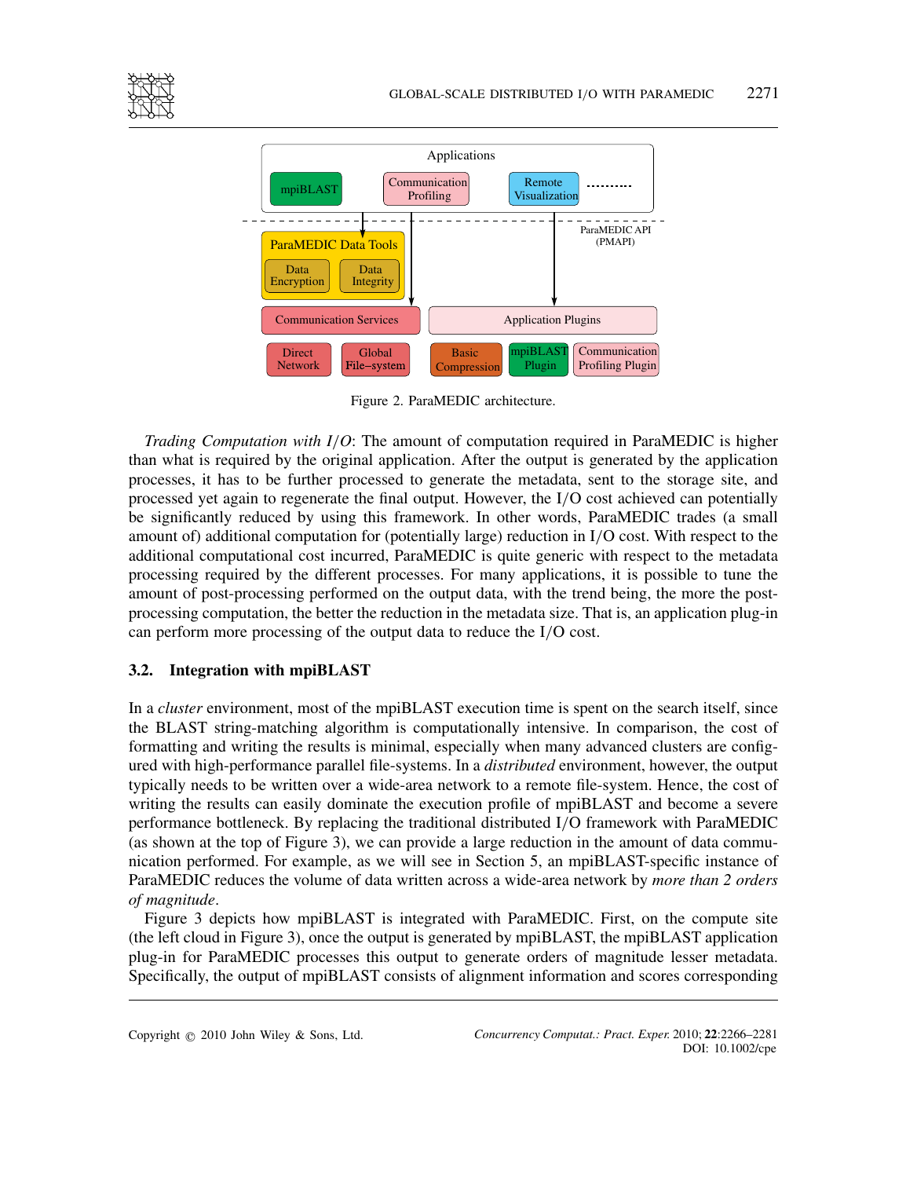Figure 2. ParaMEDIC architecture.

*Trading Computation with I/O*: The amount of computation required in ParaMEDIC is higher than what is required by the original application. After the output is generated by the application processes, it has to be further processed to generate the metadata, sent to the storage site, and processed yet again to regenerate the final output. However, the I/O cost achieved can potentially be significantly reduced by using this framework. In other words, ParaMEDIC trades (a small amount of) additional computation for (potentially large) reduction in I/O cost. With respect to the additional computational cost incurred, ParaMEDIC is quite generic with respect to the metadata processing required by the different processes. For many applications, it is possible to tune the amount of post-processing performed on the output data, with the trend being, the more the post-processing computation, the better the reduction in the metadata size. That is, an application plug-in can perform more processing of the output data to reduce the I/O cost.

### 3.2. Integration with mpiBLAST

In a *cluster* environment, most of the mpiBLAST execution time is spent on the search itself, since the BLAST string-matching algorithm is computationally intensive. In comparison, the cost of formatting and writing the results is minimal, especially when many advanced clusters are configured with high-performance parallel file-systems. In a *distributed* environment, however, the output typically needs to be written over a wide-area network to a remote file-system. Hence, the cost of writing the results can easily dominate the execution profile of mpiBLAST and become a severe performance bottleneck. By replacing the traditional distributed I/O framework with ParaMEDIC (as shown at the top of Figure 3), we can provide a large reduction in the amount of data communication performed. For example, as we will see in Section 5, an mpiBLAST-specific instance of ParaMEDIC reduces the volume of data written across a wide-area network by *more than 2 orders of magnitude*.

Figure 3 depicts how mpiBLAST is integrated with ParaMEDIC. First, on the compute site (the left cloud in Figure 3), once the output is generated by mpiBLAST, the mpiBLAST application plug-in for ParaMEDIC processes this output to generate orders of magnitude lesser metadata. Specifically, the output of mpiBLAST consists of alignment information and scores corresponding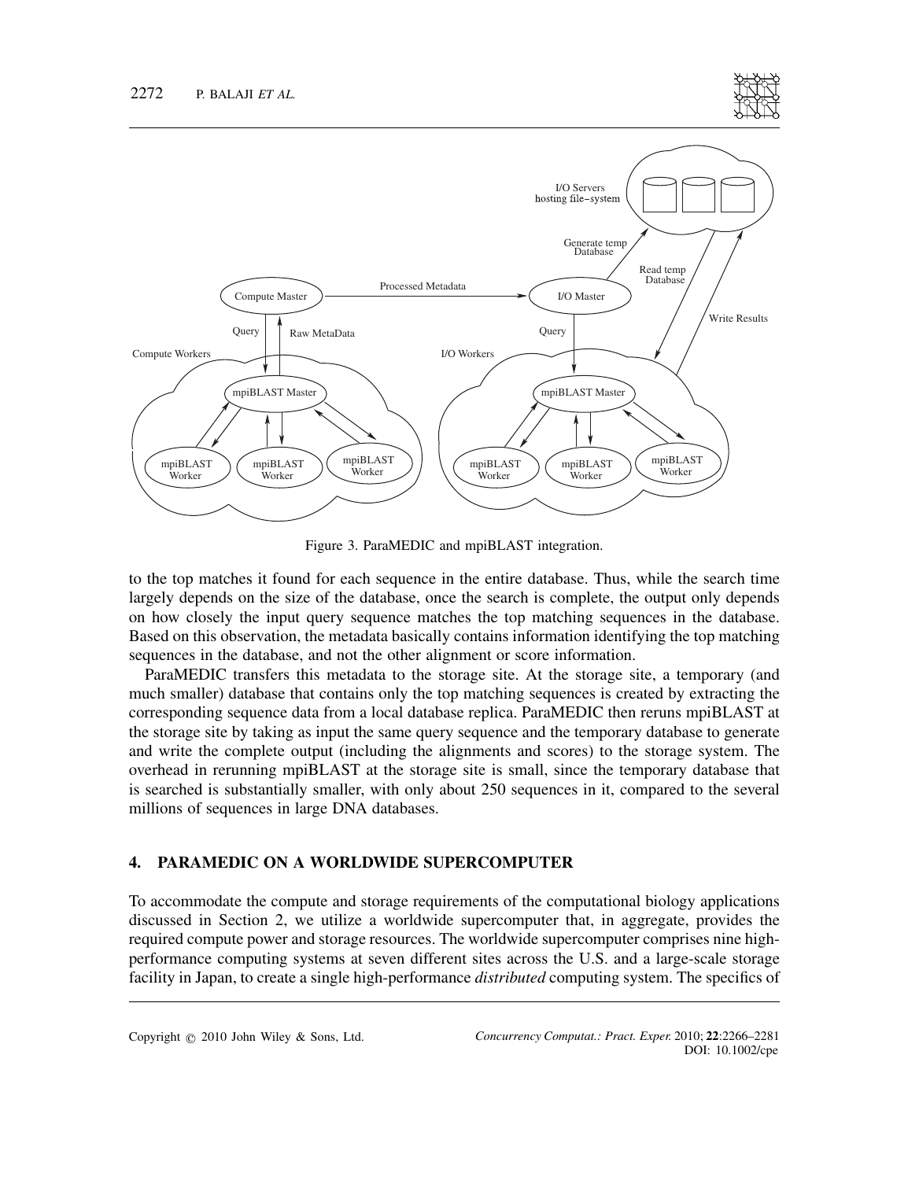Figure 3. ParaMEDIC and mpiBLAST integration.

to the top matches it found for each sequence in the entire database. Thus, while the search time largely depends on the size of the database, once the search is complete, the output only depends on how closely the input query sequence matches the top matching sequences in the database. Based on this observation, the metadata basically contains information identifying the top matching sequences in the database, and not the other alignment or score information.

ParaMEDIC transfers this metadata to the storage site. At the storage site, a temporary (and much smaller) database that contains only the top matching sequences is created by extracting the corresponding sequence data from a local database replica. ParaMEDIC then reruns mpiBLAST at the storage site by taking as input the same query sequence and the temporary database to generate and write the complete output (including the alignments and scores) to the storage system. The overhead in rerunning mpiBLAST at the storage site is small, since the temporary database that is searched is substantially smaller, with only about 250 sequences in it, compared to the several millions of sequences in large DNA databases.

## 4. PARAMEDIC ON A WORLDWIDE SUPERCOMPUTER

To accommodate the compute and storage requirements of the computational biology applications discussed in Section 2, we utilize a worldwide supercomputer that, in aggregate, provides the required compute power and storage resources. The worldwide supercomputer comprises nine high-performance computing systems at seven different sites across the U.S. and a large-scale storage facility in Japan, to create a single high-performance *distributed* computing system. The specifics of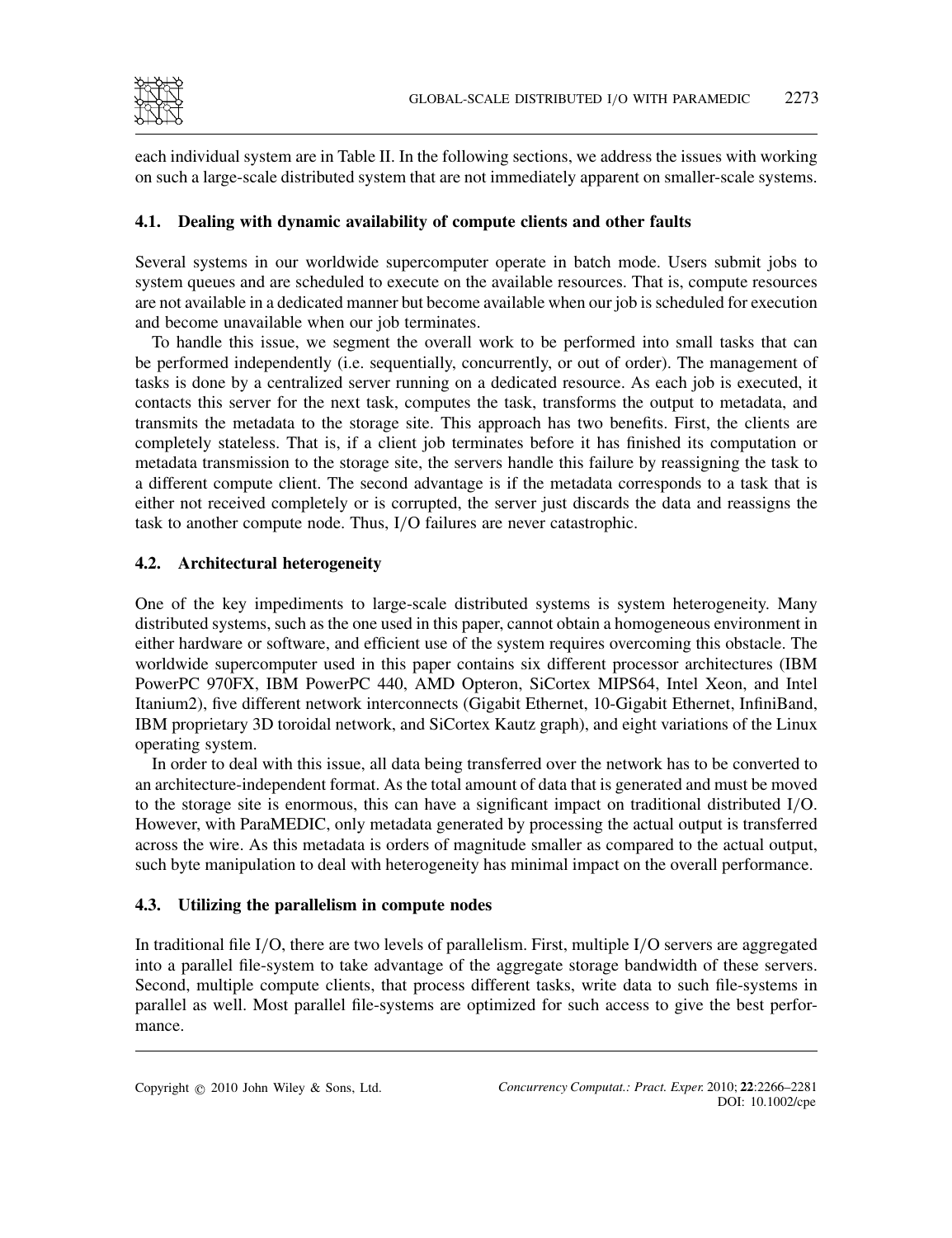each individual system are in Table II. In the following sections, we address the issues with working on such a large-scale distributed system that are not immediately apparent on smaller-scale systems.

### 4.1. Dealing with dynamic availability of compute clients and other faults

Several systems in our worldwide supercomputer operate in batch mode. Users submit jobs to system queues and are scheduled to execute on the available resources. That is, compute resources are not available in a dedicated manner but become available when our job is scheduled for execution and become unavailable when our job terminates.

To handle this issue, we segment the overall work to be performed into small tasks that can be performed independently (i.e. sequentially, concurrently, or out of order). The management of tasks is done by a centralized server running on a dedicated resource. As each job is executed, it contacts this server for the next task, computes the task, transforms the output to metadata, and transmits the metadata to the storage site. This approach has two benefits. First, the clients are completely stateless. That is, if a client job terminates before it has finished its computation or metadata transmission to the storage site, the servers handle this failure by reassigning the task to a different compute client. The second advantage is if the metadata corresponds to a task that is either not received completely or is corrupted, the server just discards the data and reassigns the task to another compute node. Thus, I/O failures are never catastrophic.

### 4.2. Architectural heterogeneity

One of the key impediments to large-scale distributed systems is system heterogeneity. Many distributed systems, such as the one used in this paper, cannot obtain a homogeneous environment in either hardware or software, and efficient use of the system requires overcoming this obstacle. The worldwide supercomputer used in this paper contains six different processor architectures (IBM PowerPC 970FX, IBM PowerPC 440, AMD Opteron, SiCortex MIPS64, Intel Xeon, and Intel Itanium2), five different network interconnects (Gigabit Ethernet, 10-Gigabit Ethernet, InfiniBand, IBM proprietary 3D toroidal network, and SiCortex Kautz graph), and eight variations of the Linux operating system.

In order to deal with this issue, all data being transferred over the network has to be converted to an architecture-independent format. As the total amount of data that is generated and must be moved to the storage site is enormous, this can have a significant impact on traditional distributed I/O. However, with ParaMEDIC, only metadata generated by processing the actual output is transferred across the wire. As this metadata is orders of magnitude smaller as compared to the actual output, such byte manipulation to deal with heterogeneity has minimal impact on the overall performance.

### 4.3. Utilizing the parallelism in compute nodes

In traditional file I/O, there are two levels of parallelism. First, multiple I/O servers are aggregated into a parallel file-system to take advantage of the aggregate storage bandwidth of these servers. Second, multiple compute clients, that process different tasks, write data to such file-systems in parallel as well. Most parallel file-systems are optimized for such access to give the best performance.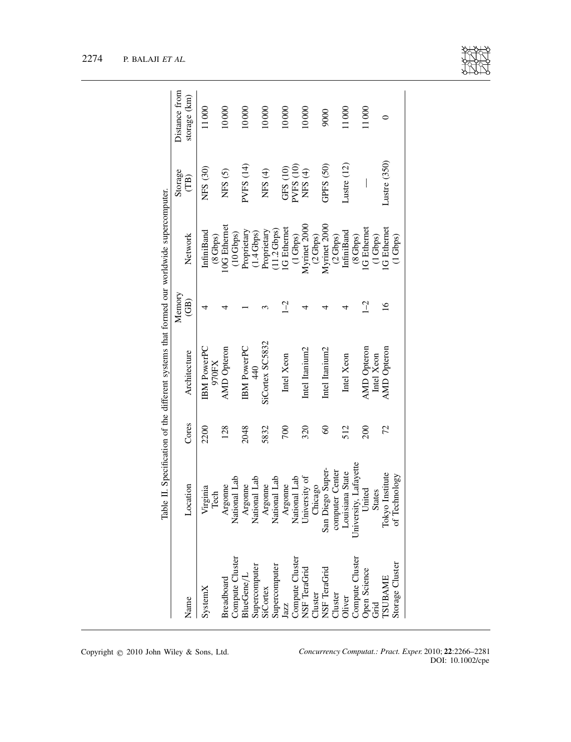Table II. Specification of the different systems that formed our worldwide supercomputer.

| Name | Location | Cores | Architecture | Memory (GB) | Network | Storage (TB) | Distance from storage (km) |
|---|---|---|---|---|---|---|---|
| SystemX | Virginia Tech | 2200 | IBM PowerPC 970FX | 4 | InfiniBand (8 Gbps) | NFS (30) | 11 000 |
| Breadboard Compute Cluster | Argonne National Lab | 128 | AMD Opteron | 4 | 10G Ethernet (10 Gbps) | NFS (5) | 10 000 |
| BlueGene/L Supercomputer | Argonne National Lab | 2048 | IBM PowerPC 440 | 1 | Proprietary (1.4 Gbps) | PVFS (14) | 10 000 |
| SiCortex Supercomputer | Argonne National Lab | 5832 | SiCortex SC5832 | 3 | Proprietary (11.2 Gbps) | NFS (4) | 10 000 |
| Jazz Compute Cluster | Argonne National Lab | 700 | Intel Xeon | 1–2 | 1G Ethernet (1 Gbps) | GFS (10) PVFS (10) | 10 000 |
| NSF TeraGrid Cluster | University of Chicago | 320 | Intel Itanium2 | 4 | Myrinet 2000 (2 Gbps) | NFS (4) | 10 000 |
| NSF TeraGrid Cluster | San Diego Supercomputer Center | 60 | Intel Itanium2 | 4 | Myrinet 2000 (2 Gbps) | GPFS (50) | 9000 |
| Oliver Compute Cluster | Louisiana State University, Lafayette | 512 | Intel Xeon | 4 | InfiniBand (8 Gbps) | Lustre (12) | 11 000 |
| Open Science Grid | United States | 200 | AMD Opteron Intel Xeon | 1–2 | 1G Ethernet (1 Gbps) | — | 11 000 |
| TSUBAME Storage Cluster | Tokyo Institute of Technology | 72 | AMD Opteron | 16 | 1G Ethernet (1 Gbps) | Lustre (350) | 0 |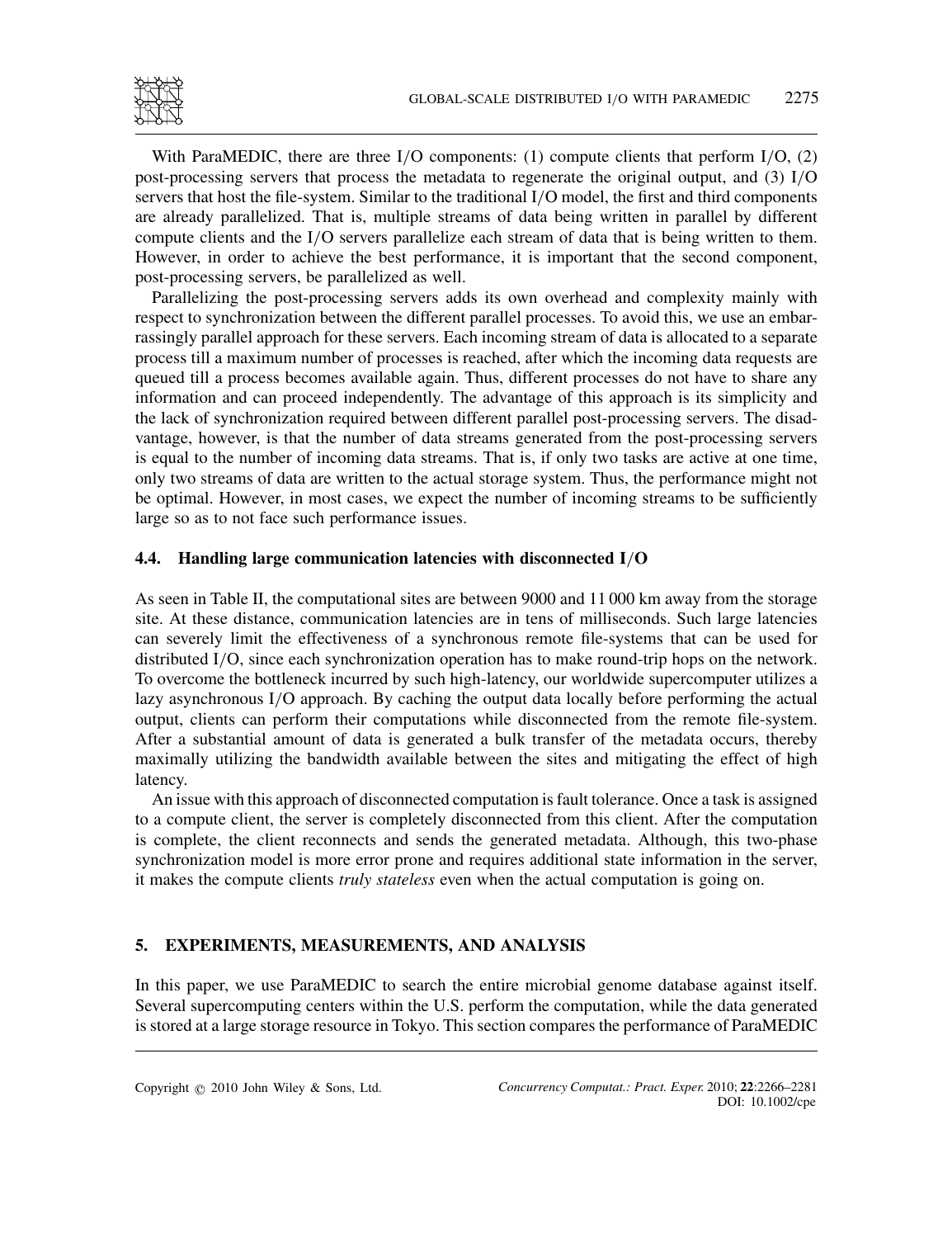With ParaMEDIC, there are three I/O components: (1) compute clients that perform I/O, (2) post-processing servers that process the metadata to regenerate the original output, and (3) I/O servers that host the file-system. Similar to the traditional I/O model, the first and third components are already parallelized. That is, multiple streams of data being written in parallel by different compute clients and the I/O servers parallelize each stream of data that is being written to them. However, in order to achieve the best performance, it is important that the second component, post-processing servers, be parallelized as well.

Parallelizing the post-processing servers adds its own overhead and complexity mainly with respect to synchronization between the different parallel processes. To avoid this, we use an embarrassingly parallel approach for these servers. Each incoming stream of data is allocated to a separate process till a maximum number of processes is reached, after which the incoming data requests are queued till a process becomes available again. Thus, different processes do not have to share any information and can proceed independently. The advantage of this approach is its simplicity and the lack of synchronization required between different parallel post-processing servers. The disadvantage, however, is that the number of data streams generated from the post-processing servers is equal to the number of incoming data streams. That is, if only two tasks are active at one time, only two streams of data are written to the actual storage system. Thus, the performance might not be optimal. However, in most cases, we expect the number of incoming streams to be sufficiently large so as to not face such performance issues.

### 4.4. Handling large communication latencies with disconnected I/O

As seen in Table II, the computational sites are between 9000 and 11 000 km away from the storage site. At these distance, communication latencies are in tens of milliseconds. Such large latencies can severely limit the effectiveness of a synchronous remote file-systems that can be used for distributed I/O, since each synchronization operation has to make round-trip hops on the network. To overcome the bottleneck incurred by such high-latency, our worldwide supercomputer utilizes a lazy asynchronous I/O approach. By caching the output data locally before performing the actual output, clients can perform their computations while disconnected from the remote file-system. After a substantial amount of data is generated a bulk transfer of the metadata occurs, thereby maximally utilizing the bandwidth available between the sites and mitigating the effect of high latency.

An issue with this approach of disconnected computation is fault tolerance. Once a task is assigned to a compute client, the server is completely disconnected from this client. After the computation is complete, the client reconnects and sends the generated metadata. Although, this two-phase synchronization model is more error prone and requires additional state information in the server, it makes the compute clients *truly stateless* even when the actual computation is going on.

## 5. EXPERIMENTS, MEASUREMENTS, AND ANALYSIS

In this paper, we use ParaMEDIC to search the entire microbial genome database against itself. Several supercomputing centers within the U.S. perform the computation, while the data generated is stored at a large storage resource in Tokyo. This section compares the performance of ParaMEDIC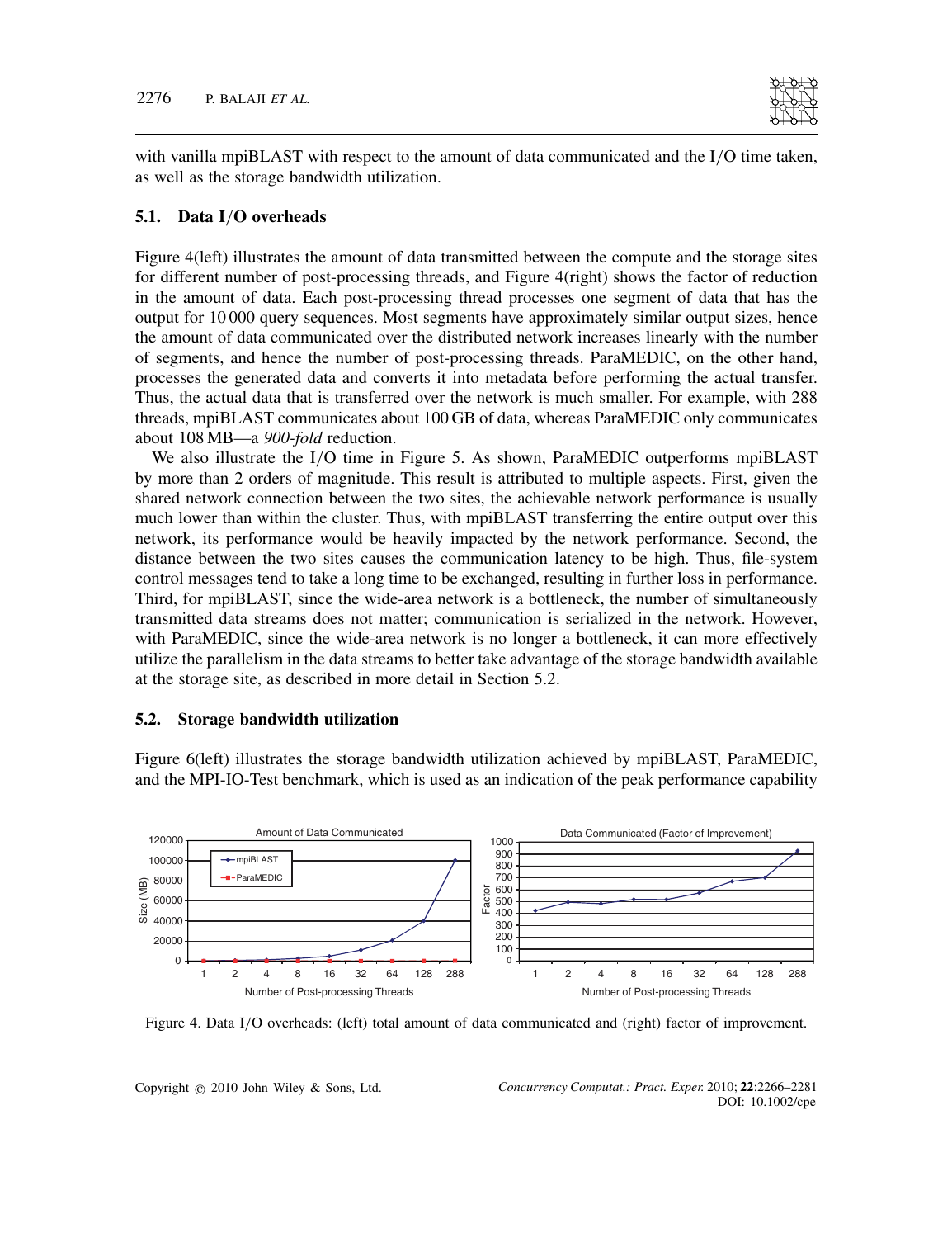with vanilla mpiBLAST with respect to the amount of data communicated and the I/O time taken, as well as the storage bandwidth utilization.

### 5.1. Data I/O overheads

Figure 4(left) illustrates the amount of data transmitted between the compute and the storage sites for different number of post-processing threads, and Figure 4(right) shows the factor of reduction in the amount of data. Each post-processing thread processes one segment of data that has the output for 10 000 query sequences. Most segments have approximately similar output sizes, hence the amount of data communicated over the distributed network increases linearly with the number of segments, and hence the number of post-processing threads. ParaMEDIC, on the other hand, processes the generated data and converts it into metadata before performing the actual transfer. Thus, the actual data that is transferred over the network is much smaller. For example, with 288 threads, mpiBLAST communicates about 100 GB of data, whereas ParaMEDIC only communicates about 108 MB—a *900-fold* reduction.

We also illustrate the I/O time in Figure 5. As shown, ParaMEDIC outperforms mpiBLAST by more than 2 orders of magnitude. This result is attributed to multiple aspects. First, given the shared network connection between the two sites, the achievable network performance is usually much lower than within the cluster. Thus, with mpiBLAST transferring the entire output over this network, its performance would be heavily impacted by the network performance. Second, the distance between the two sites causes the communication latency to be high. Thus, file-system control messages tend to take a long time to be exchanged, resulting in further loss in performance. Third, for mpiBLAST, since the wide-area network is a bottleneck, the number of simultaneously transmitted data streams does not matter; communication is serialized in the network. However, with ParaMEDIC, since the wide-area network is no longer a bottleneck, it can more effectively utilize the parallelism in the data streams to better take advantage of the storage bandwidth available at the storage site, as described in more detail in Section 5.2.

### 5.2. Storage bandwidth utilization

Figure 6(left) illustrates the storage bandwidth utilization achieved by mpiBLAST, ParaMEDIC, and the MPI-IO-Test benchmark, which is used as an indication of the peak performance capability

Figure 4. Data I/O overheads: (left) total amount of data communicated and (right) factor of improvement.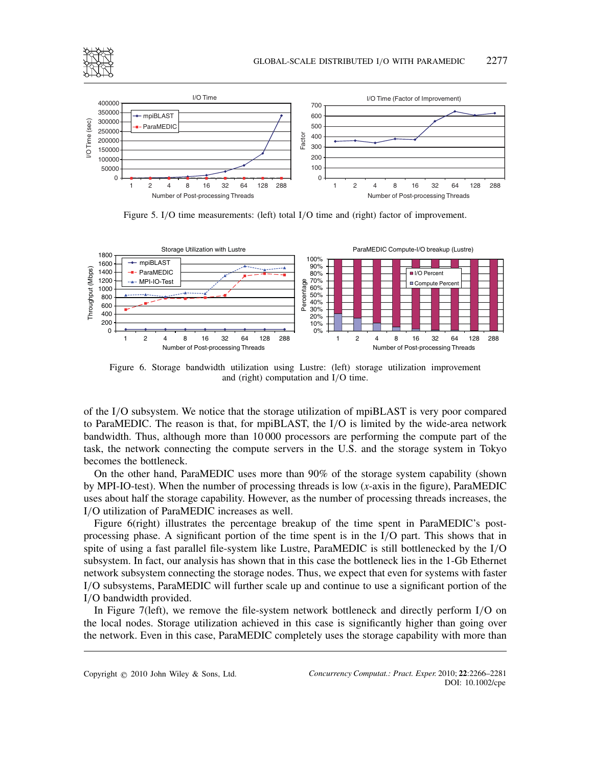Figure 5. I/O time measurements: (left) total I/O time and (right) factor of improvement.

Figure 6. Storage bandwidth utilization using Lustre: (left) storage utilization improvement and (right) computation and I/O time.

of the I/O subsystem. We notice that the storage utilization of mpiBLAST is very poor compared to ParaMEDIC. The reason is that, for mpiBLAST, the I/O is limited by the wide-area network bandwidth. Thus, although more than 10 000 processors are performing the compute part of the task, the network connecting the compute servers in the U.S. and the storage system in Tokyo becomes the bottleneck.

On the other hand, ParaMEDIC uses more than 90% of the storage system capability (shown by MPI-IO-test). When the number of processing threads is low ($x$-axis in the figure), ParaMEDIC uses about half the storage capability. However, as the number of processing threads increases, the I/O utilization of ParaMEDIC increases as well.

Figure 6(right) illustrates the percentage breakup of the time spent in ParaMEDIC's post-processing phase. A significant portion of the time spent is in the I/O part. This shows that in spite of using a fast parallel file-system like Lustre, ParaMEDIC is still bottlenecked by the I/O subsystem. In fact, our analysis has shown that in this case the bottleneck lies in the 1-Gb Ethernet network subsystem connecting the storage nodes. Thus, we expect that even for systems with faster I/O subsystems, ParaMEDIC will further scale up and continue to use a significant portion of the I/O bandwidth provided.

In Figure 7(left), we remove the file-system network bottleneck and directly perform I/O on the local nodes. Storage utilization achieved in this case is significantly higher than going over the network. Even in this case, ParaMEDIC completely uses the storage capability with more than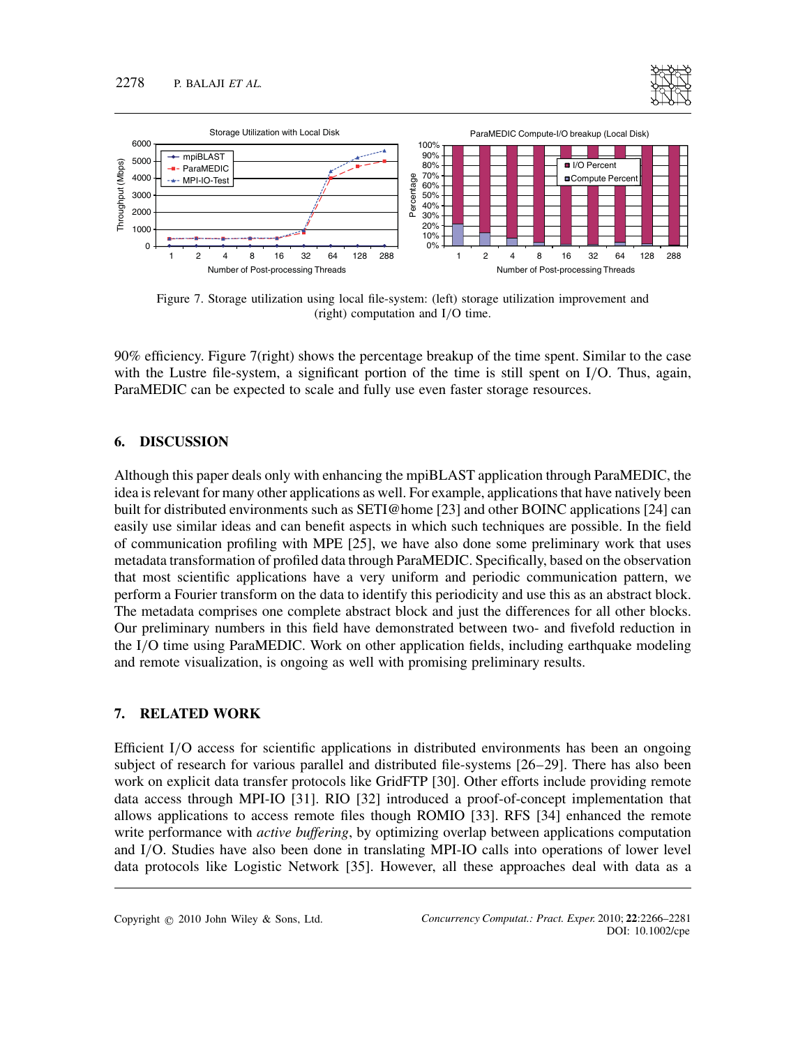Figure 7. Storage utilization using local file-system: (left) storage utilization improvement and (right) computation and I/O time.

90% efficiency. Figure 7(right) shows the percentage breakup of the time spent. Similar to the case with the Lustre file-system, a significant portion of the time is still spent on I/O. Thus, again, ParaMEDIC can be expected to scale and fully use even faster storage resources.

## 6. DISCUSSION

Although this paper deals only with enhancing the mpiBLAST application through ParaMEDIC, the idea is relevant for many other applications as well. For example, applications that have natively been built for distributed environments such as SETI@home [23] and other BOINC applications [24] can easily use similar ideas and can benefit aspects in which such techniques are possible. In the field of communication profiling with MPE [25], we have also done some preliminary work that uses metadata transformation of profiled data through ParaMEDIC. Specifically, based on the observation that most scientific applications have a very uniform and periodic communication pattern, we perform a Fourier transform on the data to identify this periodicity and use this as an abstract block. The metadata comprises one complete abstract block and just the differences for all other blocks. Our preliminary numbers in this field have demonstrated between two- and fivefold reduction in the I/O time using ParaMEDIC. Work on other application fields, including earthquake modeling and remote visualization, is ongoing as well with promising preliminary results.

## 7. RELATED WORK

Efficient I/O access for scientific applications in distributed environments has been an ongoing subject of research for various parallel and distributed file-systems [26–29]. There has also been work on explicit data transfer protocols like GridFTP [30]. Other efforts include providing remote data access through MPI-IO [31]. RIO [32] introduced a proof-of-concept implementation that allows applications to access remote files though ROMIO [33]. RFS [34] enhanced the remote write performance with *active buffering*, by optimizing overlap between applications computation and I/O. Studies have also been done in translating MPI-IO calls into operations of lower level data protocols like Logistic Network [35]. However, all these approaches deal with data as a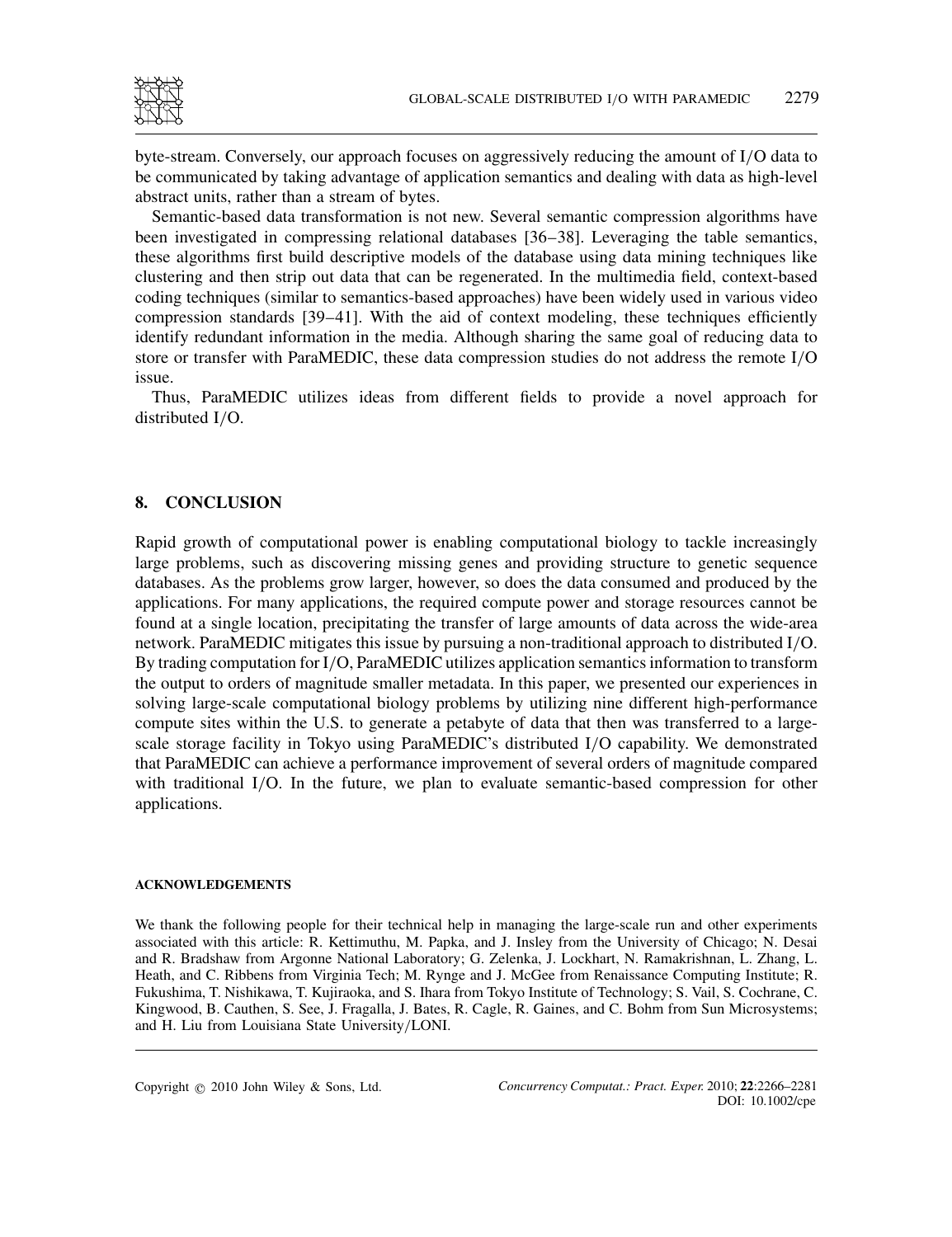byte-stream. Conversely, our approach focuses on aggressively reducing the amount of I/O data to be communicated by taking advantage of application semantics and dealing with data as high-level abstract units, rather than a stream of bytes.

Semantic-based data transformation is not new. Several semantic compression algorithms have been investigated in compressing relational databases [36–38]. Leveraging the table semantics, these algorithms first build descriptive models of the database using data mining techniques like clustering and then strip out data that can be regenerated. In the multimedia field, context-based coding techniques (similar to semantics-based approaches) have been widely used in various video compression standards [39–41]. With the aid of context modeling, these techniques efficiently identify redundant information in the media. Although sharing the same goal of reducing data to store or transfer with ParaMEDIC, these data compression studies do not address the remote I/O issue.

Thus, ParaMEDIC utilizes ideas from different fields to provide a novel approach for distributed I/O.

## 8. CONCLUSION

Rapid growth of computational power is enabling computational biology to tackle increasingly large problems, such as discovering missing genes and providing structure to genetic sequence databases. As the problems grow larger, however, so does the data consumed and produced by the applications. For many applications, the required compute power and storage resources cannot be found at a single location, precipitating the transfer of large amounts of data across the wide-area network. ParaMEDIC mitigates this issue by pursuing a non-traditional approach to distributed I/O. By trading computation for I/O, ParaMEDIC utilizes application semantics information to transform the output to orders of magnitude smaller metadata. In this paper, we presented our experiences in solving large-scale computational biology problems by utilizing nine different high-performance compute sites within the U.S. to generate a petabyte of data that then was transferred to a large-scale storage facility in Tokyo using ParaMEDIC's distributed I/O capability. We demonstrated that ParaMEDIC can achieve a performance improvement of several orders of magnitude compared with traditional I/O. In the future, we plan to evaluate semantic-based compression for other applications.

#### ACKNOWLEDGEMENTS

We thank the following people for their technical help in managing the large-scale run and other experiments associated with this article: R. Kettimuthu, M. Papka, and J. Insley from the University of Chicago; N. Desai and R. Bradshaw from Argonne National Laboratory; G. Zelenka, J. Lockhart, N. Ramakrishnan, L. Zhang, L. Heath, and C. Ribbens from Virginia Tech; M. Rynge and J. McGee from Renaissance Computing Institute; R. Fukushima, T. Nishikawa, T. Kujiraoka, and S. Ihara from Tokyo Institute of Technology; S. Vail, S. Cochrane, C. Kingwood, B. Cauthen, S. See, J. Fragalla, J. Bates, R. Cagle, R. Gaines, and C. Bohm from Sun Microsystems; and H. Liu from Louisiana State University/LONI.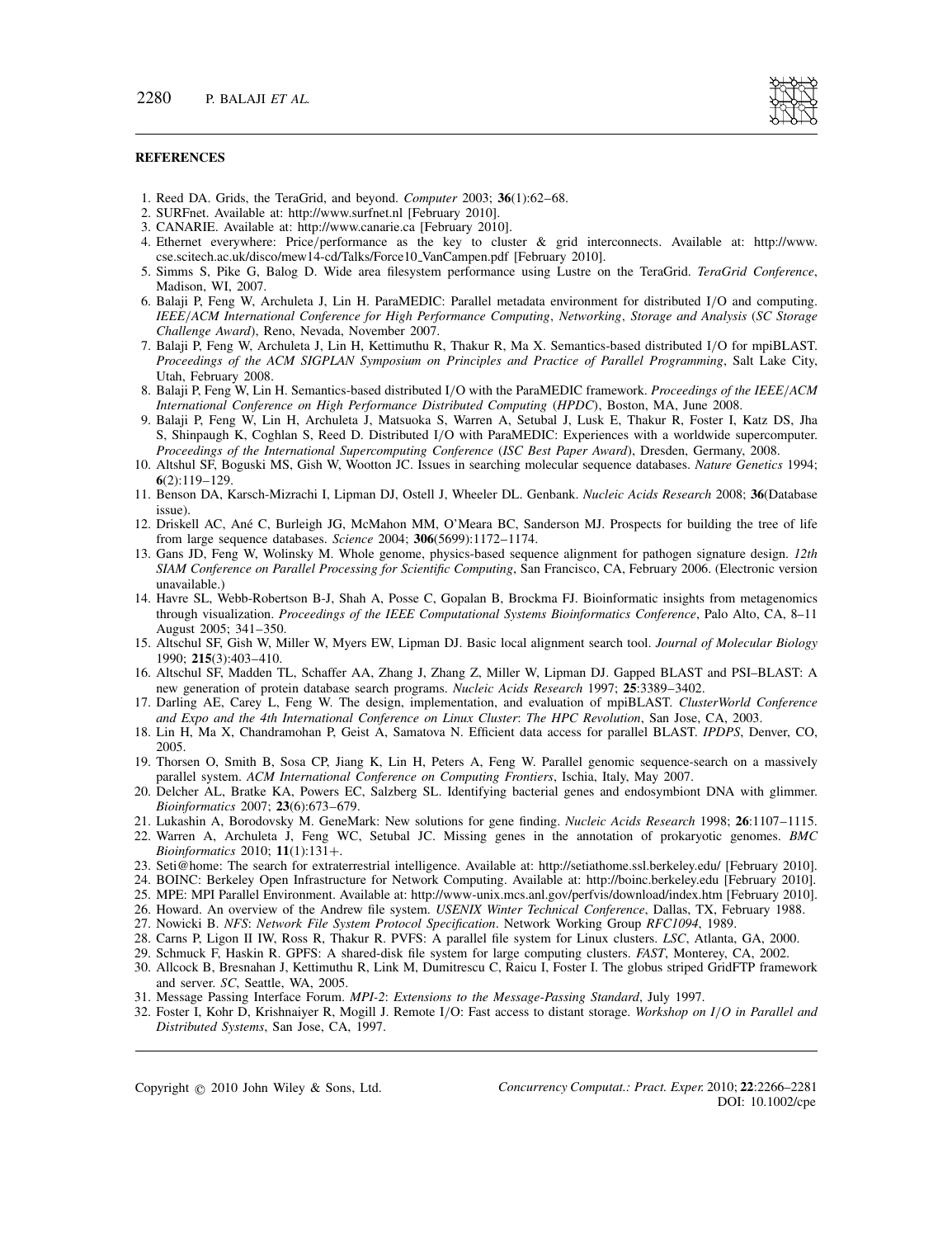## REFERENCES

1. Reed DA. Grids, the TeraGrid, and beyond. *Computer* 2003; **36**(1):62–68.
2. SURFnet. Available at: http://www.surfnet.nl [February 2010].
3. CANARIE. Available at: http://www.canarie.ca [February 2010].
4. Ethernet everywhere: Price/performance as the key to cluster & grid interconnects. Available at: http://www.cse.scitech.ac.uk/disco/mew14-cd/Talks/Force10_VanCampen.pdf [February 2010].
5. Simms S, Pike G, Balog D. Wide area filesystem performance using Lustre on the TeraGrid. *TeraGrid Conference*, Madison, WI, 2007.
6. Balaji P, Feng W, Archuleta J, Lin H. ParaMEDIC: Parallel metadata environment for distributed I/O and computing. *IEEE/ACM International Conference for High Performance Computing, Networking, Storage and Analysis (SC Storage Challenge Award)*, Reno, Nevada, November 2007.
7. Balaji P, Feng W, Archuleta J, Lin H, Kettimuthu R, Thakur R, Ma X. Semantics-based distributed I/O for mpiBLAST. *Proceedings of the ACM SIGPLAN Symposium on Principles and Practice of Parallel Programming*, Salt Lake City, Utah, February 2008.
8. Balaji P, Feng W, Lin H. Semantics-based distributed I/O with the ParaMEDIC framework. *Proceedings of the IEEE/ACM International Conference on High Performance Distributed Computing (HPDC)*, Boston, MA, June 2008.
9. Balaji P, Feng W, Lin H, Archuleta J, Matsuoka S, Warren A, Setubal J, Lusk E, Thakur R, Foster I, Katz DS, Jha S, Shinpaugh K, Coghlan S, Reed D. Distributed I/O with ParaMEDIC: Experiences with a worldwide supercomputer. *Proceedings of the International Supercomputing Conference (ISC Best Paper Award)*, Dresden, Germany, 2008.
10. Altshul SF, Boguski MS, Gish W, Wootton JC. Issues in searching molecular sequence databases. *Nature Genetics* 1994; **6**(2):119–129.
11. Benson DA, Karsch-Mizrachi I, Lipman DJ, Ostell J, Wheeler DL. Genbank. *Nucleic Acids Research* 2008; **36**(Database issue).
12. Driskell AC, Ané C, Burleigh JG, McMahon MM, O'Meara BC, Sanderson MJ. Prospects for building the tree of life from large sequence databases. *Science* 2004; **306**(5699):1172–1174.
13. Gans JD, Feng W, Wolinsky M. Whole genome, physics-based sequence alignment for pathogen signature design. *12th SIAM Conference on Parallel Processing for Scientific Computing*, San Francisco, CA, February 2006. (Electronic version unavailable.)
14. Havre SL, Webb-Robertson B-J, Shah A, Posse C, Gopalan B, Brockma FJ. Bioinformatic insights from metagenomics through visualization. *Proceedings of the IEEE Computational Systems Bioinformatics Conference*, Palo Alto, CA, 8–11 August 2005; 341–350.
15. Altschul SF, Gish W, Miller W, Myers EW, Lipman DJ. Basic local alignment search tool. *Journal of Molecular Biology* 1990; **215**(3):403–410.
16. Altschul SF, Madden TL, Schaffer AA, Zhang J, Zhang Z, Miller W, Lipman DJ. Gapped BLAST and PSI–BLAST: A new generation of protein database search programs. *Nucleic Acids Research* 1997; **25**:3389–3402.
17. Darling AE, Carey L, Feng W. The design, implementation, and evaluation of mpiBLAST. *ClusterWorld Conference and Expo and the 4th International Conference on Linux Cluster: The HPC Revolution*, San Jose, CA, 2003.
18. Lin H, Ma X, Chandramohan P, Geist A, Samatova N. Efficient data access for parallel BLAST. *IPDPS*, Denver, CO, 2005.
19. Thorsen O, Smith B, Sosa CP, Jiang K, Lin H, Peters A, Feng W. Parallel genomic sequence-search on a massively parallel system. *ACM International Conference on Computing Frontiers*, Ischia, Italy, May 2007.
20. Delcher AL, Bratke KA, Powers EC, Salzberg SL. Identifying bacterial genes and endosymbiont DNA with glimmer. *Bioinformatics* 2007; **23**(6):673–679.
21. Lukashin A, Borodovsky M. GeneMark: New solutions for gene finding. *Nucleic Acids Research* 1998; **26**:1107–1115.
22. Warren A, Archuleta J, Feng WC, Setubal JC. Missing genes in the annotation of prokaryotic genomes. *BMC Bioinformatics* 2010; **11**(1):131+.
23. Seti@home: The search for extraterrestrial intelligence. Available at: http://setiathome.ssl.berkeley.edu/ [February 2010].
24. BOINC: Berkeley Open Infrastructure for Network Computing. Available at: http://boinc.berkeley.edu [February 2010].
25. MPE: MPI Parallel Environment. Available at: http://www-unix.mcs.anl.gov/perfvis/download/index.htm [February 2010].
26. Howard. An overview of the Andrew file system. *USENIX Winter Technical Conference*, Dallas, TX, February 1988.
27. Nowicki B. *NFS*: *Network File System Protocol Specification*. Network Working Group *RFC1094*, 1989.
28. Carns P, Ligon II IW, Ross R, Thakur R. PVFS: A parallel file system for Linux clusters. *LSC*, Atlanta, GA, 2000.
29. Schmuck F, Haskin R. GPFS: A shared-disk file system for large computing clusters. *FAST*, Monterey, CA, 2002.
30. Allcock B, Bresnahan J, Kettimuthu R, Link M, Dumitrescu C, Raicu I, Foster I. The globus striped GridFTP framework and server. *SC*, Seattle, WA, 2005.
31. Message Passing Interface Forum. *MPI-2*: *Extensions to the Message-Passing Standard*, July 1997.
32. Foster I, Kohr D, Krishnaiyer R, Mogill J. Remote I/O: Fast access to distant storage. *Workshop on I/O in Parallel and Distributed Systems*, San Jose, CA, 1997.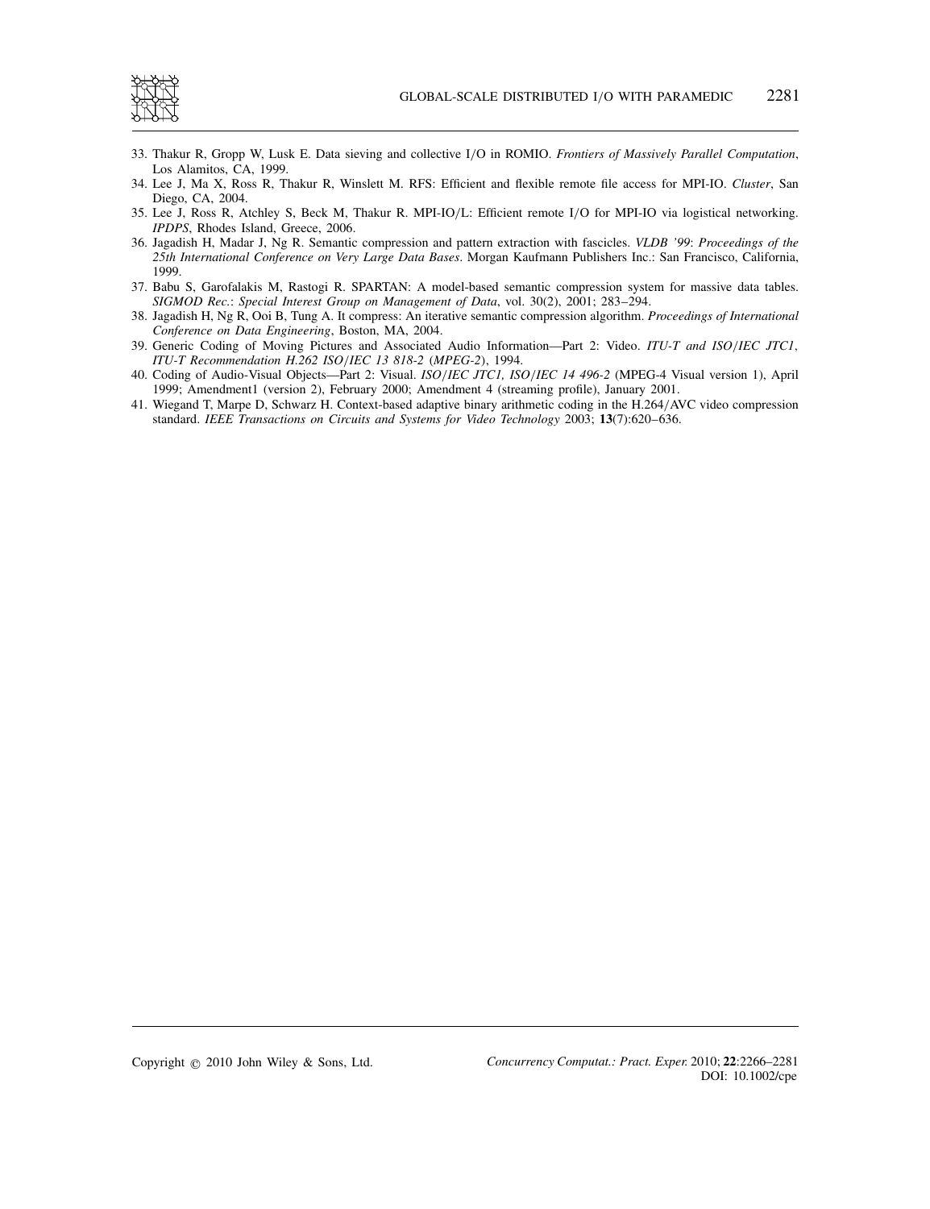33. Thakur R, Gropp W, Lusk E. Data sieving and collective I/O in ROMIO. *Frontiers of Massively Parallel Computation*, Los Alamitos, CA, 1999.
34. Lee J, Ma X, Ross R, Thakur R, Winslett M. RFS: Efficient and flexible remote file access for MPI-IO. *Cluster*, San Diego, CA, 2004.
35. Lee J, Ross R, Atchley S, Beck M, Thakur R. MPI-IO/L: Efficient remote I/O for MPI-IO via logistical networking. *IPDPS*, Rhodes Island, Greece, 2006.
36. Jagadish H, Madar J, Ng R. Semantic compression and pattern extraction with fascicles. *VLDB '99*: *Proceedings of the 25th International Conference on Very Large Data Bases*. Morgan Kaufmann Publishers Inc.: San Francisco, California, 1999.
37. Babu S, Garofalakis M, Rastogi R. SPARTAN: A model-based semantic compression system for massive data tables. *SIGMOD Rec.*: *Special Interest Group on Management of Data*, vol. 30(2), 2001; 283–294.
38. Jagadish H, Ng R, Ooi B, Tung A. It compress: An iterative semantic compression algorithm. *Proceedings of International Conference on Data Engineering*, Boston, MA, 2004.
39. Generic Coding of Moving Pictures and Associated Audio Information—Part 2: Video. *ITU-T and ISO/IEC JTC1*, *ITU-T Recommendation H.262 ISO/IEC 13 818-2* (*MPEG-2*), 1994.
40. Coding of Audio-Visual Objects—Part 2: Visual. *ISO/IEC JTC1, ISO/IEC 14 496-2* (MPEG-4 Visual version 1), April 1999; Amendment1 (version 2), February 2000; Amendment 4 (streaming profile), January 2001.
41. Wiegand T, Marpe D, Schwarz H. Context-based adaptive binary arithmetic coding in the H.264/AVC video compression standard. *IEEE Transactions on Circuits and Systems for Video Technology* 2003; **13**(7):620–636.